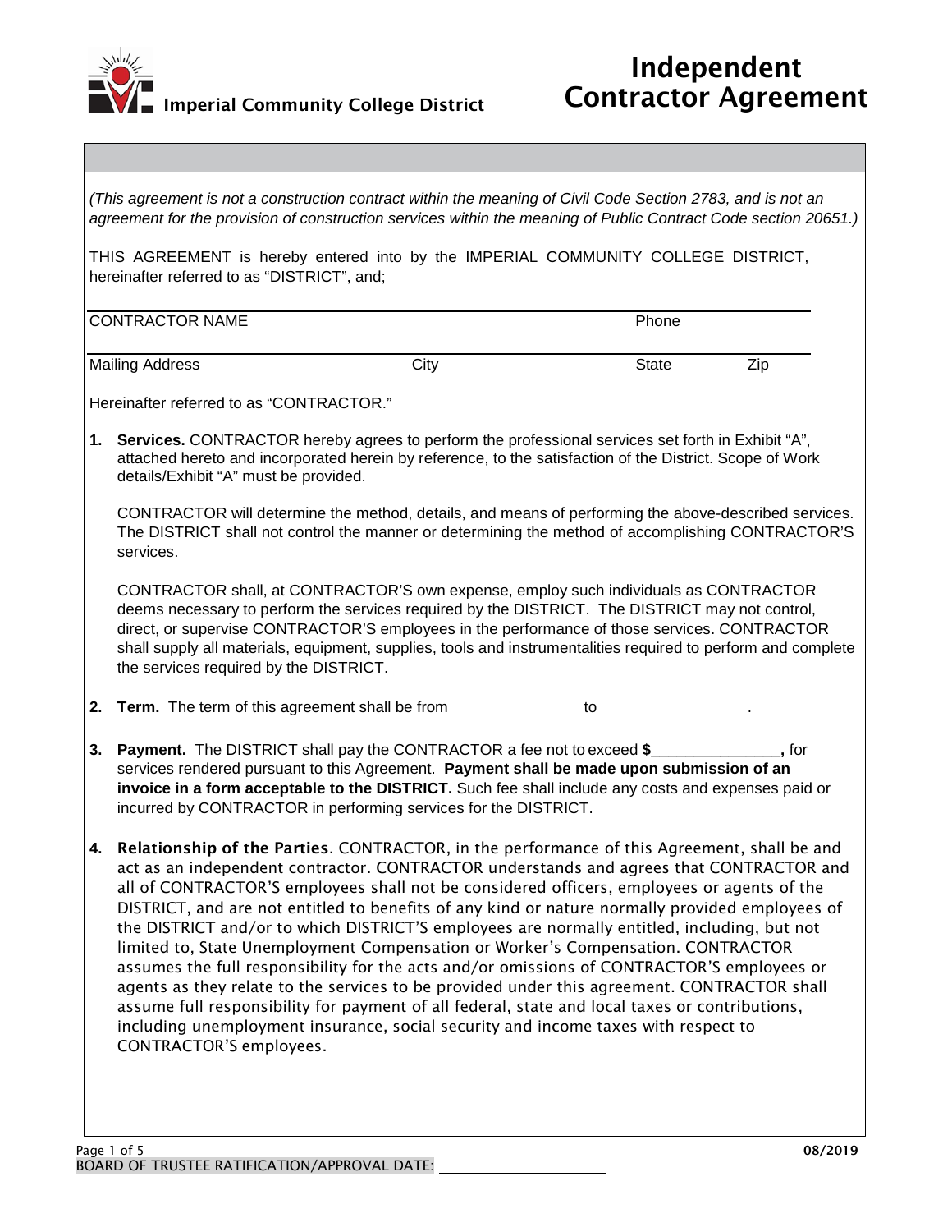# Imperial Community College District

# Independent Contractor Agreement

*(This agreement is not a construction contract within the meaning of Civil Code Section 2783, and is not an agreement for the provision of construction services within the meaning of Public Contract Code section 20651.)*

THIS AGREEMENT is hereby entered into by the IMPERIAL COMMUNITY COLLEGE DISTRICT, hereinafter referred to as "DISTRICT", and;

| CONTRACTOR NAME | | Phone | |
|---|---|---|---|
| Mailing Address | City | State | Zip |

Hereinafter referred to as "CONTRACTOR."

1. **Services.** CONTRACTOR hereby agrees to perform the professional services set forth in Exhibit "A", attached hereto and incorporated herein by reference, to the satisfaction of the District. Scope of Work details/Exhibit "A" must be provided.

   CONTRACTOR will determine the method, details, and means of performing the above-described services. The DISTRICT shall not control the manner or determining the method of accomplishing CONTRACTOR'S services.

   CONTRACTOR shall, at CONTRACTOR'S own expense, employ such individuals as CONTRACTOR deems necessary to perform the services required by the DISTRICT. The DISTRICT may not control, direct, or supervise CONTRACTOR'S employees in the performance of those services. CONTRACTOR shall supply all materials, equipment, supplies, tools and instrumentalities required to perform and complete the services required by the DISTRICT.

2. **Term.** The term of this agreement shall be from ______________ to ________________.

3. **Payment.** The DISTRICT shall pay the CONTRACTOR a fee not to exceed **$_______________,** for services rendered pursuant to this Agreement. **Payment shall be made upon submission of an invoice in a form acceptable to the DISTRICT.** Such fee shall include any costs and expenses paid or incurred by CONTRACTOR in performing services for the DISTRICT.

4. **Relationship of the Parties**. CONTRACTOR, in the performance of this Agreement, shall be and act as an independent contractor. CONTRACTOR understands and agrees that CONTRACTOR and all of CONTRACTOR'S employees shall not be considered officers, employees or agents of the DISTRICT, and are not entitled to benefits of any kind or nature normally provided employees of the DISTRICT and/or to which DISTRICT'S employees are normally entitled, including, but not limited to, State Unemployment Compensation or Worker's Compensation. CONTRACTOR assumes the full responsibility for the acts and/or omissions of CONTRACTOR'S employees or agents as they relate to the services to be provided under this agreement. CONTRACTOR shall assume full responsibility for payment of all federal, state and local taxes or contributions, including unemployment insurance, social security and income taxes with respect to CONTRACTOR'S employees.

08/2019

BOARD OF TRUSTEE RATIFICATION/APPROVAL DATE: ____________________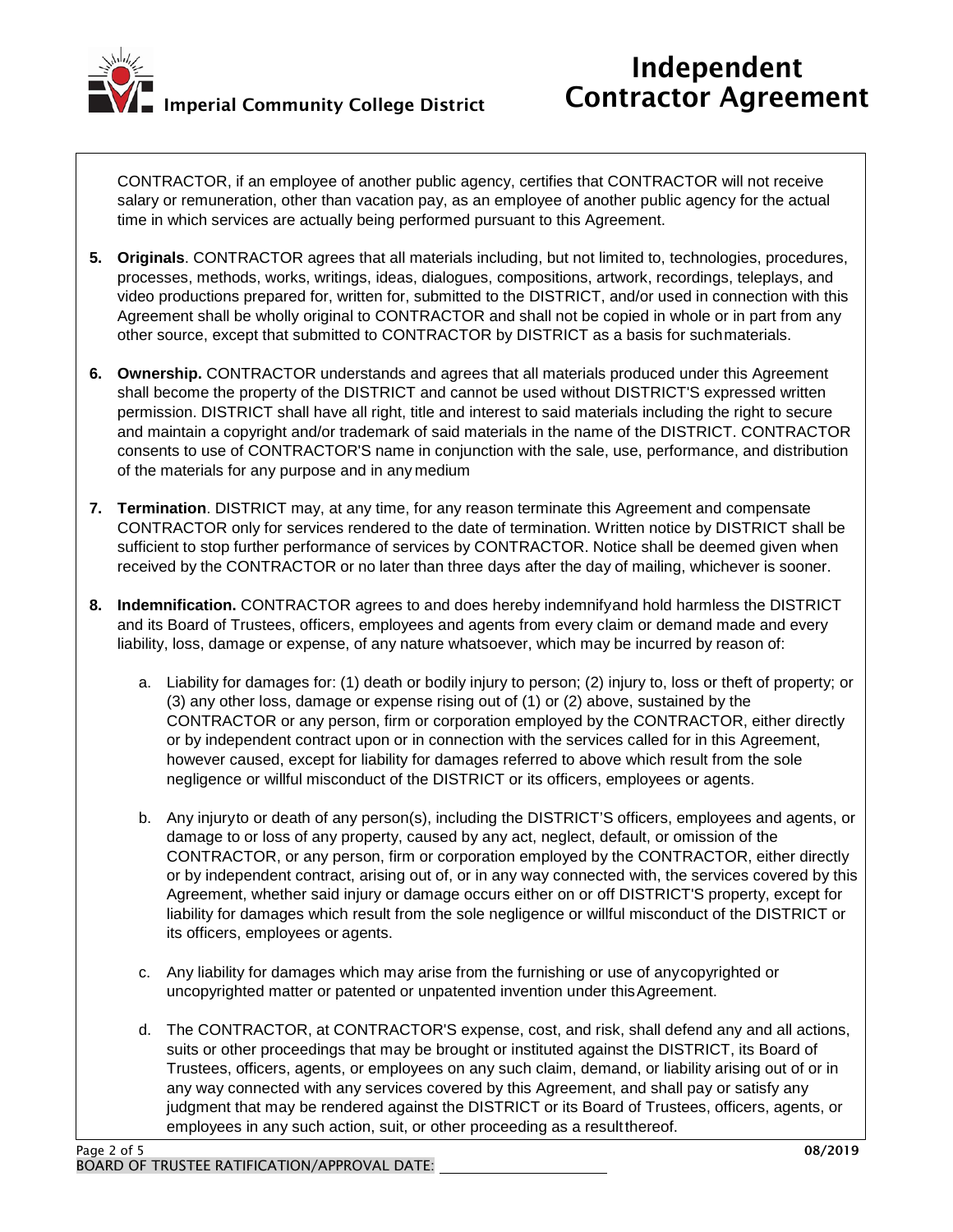CONTRACTOR, if an employee of another public agency, certifies that CONTRACTOR will not receive salary or remuneration, other than vacation pay, as an employee of another public agency for the actual time in which services are actually being performed pursuant to this Agreement.

5. **Originals**. CONTRACTOR agrees that all materials including, but not limited to, technologies, procedures, processes, methods, works, writings, ideas, dialogues, compositions, artwork, recordings, teleplays, and video productions prepared for, written for, submitted to the DISTRICT, and/or used in connection with this Agreement shall be wholly original to CONTRACTOR and shall not be copied in whole or in part from any other source, except that submitted to CONTRACTOR by DISTRICT as a basis for such materials.

6. **Ownership.** CONTRACTOR understands and agrees that all materials produced under this Agreement shall become the property of the DISTRICT and cannot be used without DISTRICT'S expressed written permission. DISTRICT shall have all right, title and interest to said materials including the right to secure and maintain a copyright and/or trademark of said materials in the name of the DISTRICT. CONTRACTOR consents to use of CONTRACTOR'S name in conjunction with the sale, use, performance, and distribution of the materials for any purpose and in any medium

7. **Termination**. DISTRICT may, at any time, for any reason terminate this Agreement and compensate CONTRACTOR only for services rendered to the date of termination. Written notice by DISTRICT shall be sufficient to stop further performance of services by CONTRACTOR. Notice shall be deemed given when received by the CONTRACTOR or no later than three days after the day of mailing, whichever is sooner.

8. **Indemnification.** CONTRACTOR agrees to and does hereby indemnify and hold harmless the DISTRICT and its Board of Trustees, officers, employees and agents from every claim or demand made and every liability, loss, damage or expense, of any nature whatsoever, which may be incurred by reason of:

   a. Liability for damages for: (1) death or bodily injury to person; (2) injury to, loss or theft of property; or (3) any other loss, damage or expense rising out of (1) or (2) above, sustained by the CONTRACTOR or any person, firm or corporation employed by the CONTRACTOR, either directly or by independent contract upon or in connection with the services called for in this Agreement, however caused, except for liability for damages referred to above which result from the sole negligence or willful misconduct of the DISTRICT or its officers, employees or agents.

   b. Any injury to or death of any person(s), including the DISTRICT'S officers, employees and agents, or damage to or loss of any property, caused by any act, neglect, default, or omission of the CONTRACTOR, or any person, firm or corporation employed by the CONTRACTOR, either directly or by independent contract, arising out of, or in any way connected with, the services covered by this Agreement, whether said injury or damage occurs either on or off DISTRICT'S property, except for liability for damages which result from the sole negligence or willful misconduct of the DISTRICT or its officers, employees or agents.

   c. Any liability for damages which may arise from the furnishing or use of any copyrighted or uncopyrighted matter or patented or unpatented invention under this Agreement.

   d. The CONTRACTOR, at CONTRACTOR'S expense, cost, and risk, shall defend any and all actions, suits or other proceedings that may be brought or instituted against the DISTRICT, its Board of Trustees, officers, agents, or employees on any such claim, demand, or liability arising out of or in any way connected with any services covered by this Agreement, and shall pay or satisfy any judgment that may be rendered against the DISTRICT or its Board of Trustees, officers, agents, or employees in any such action, suit, or other proceeding as a result thereof.

BOARD OF TRUSTEE RATIFICATION/APPROVAL DATE: ____________________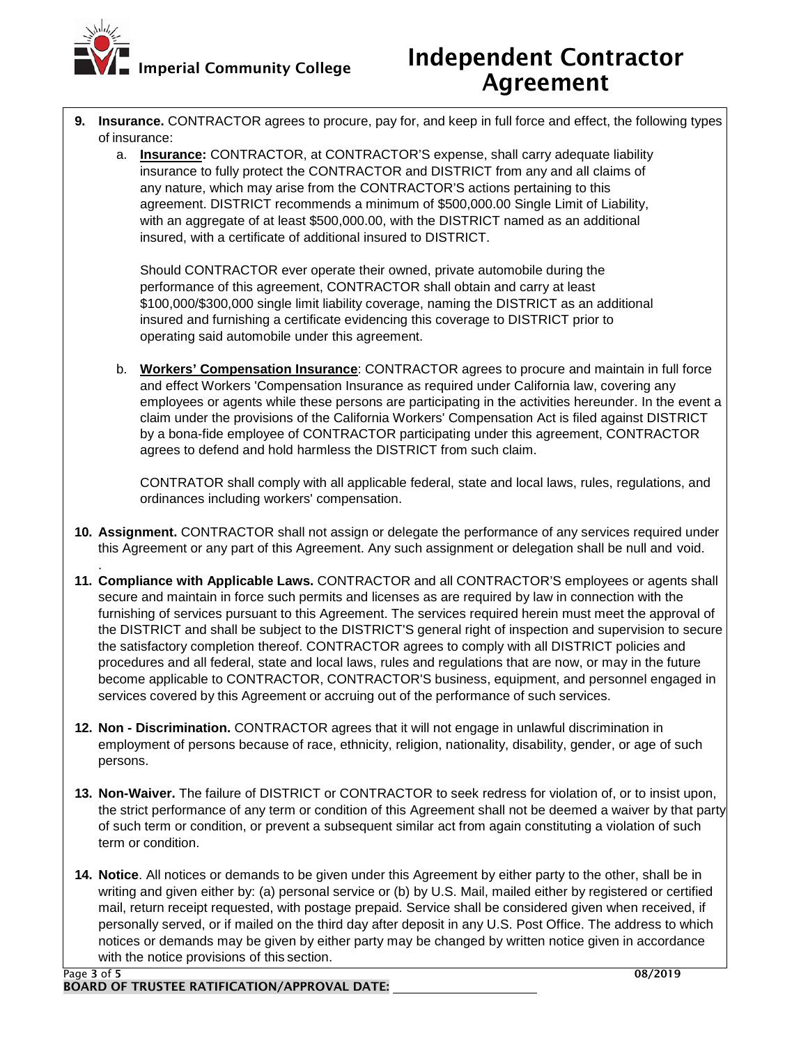9. **Insurance.** CONTRACTOR agrees to procure, pay for, and keep in full force and effect, the following types of insurance:

   a. **Insurance:** CONTRACTOR, at CONTRACTOR'S expense, shall carry adequate liability insurance to fully protect the CONTRACTOR and DISTRICT from any and all claims of any nature, which may arise from the CONTRACTOR'S actions pertaining to this agreement. DISTRICT recommends a minimum of $500,000.00 Single Limit of Liability, with an aggregate of at least $500,000.00, with the DISTRICT named as an additional insured, with a certificate of additional insured to DISTRICT.

      Should CONTRACTOR ever operate their owned, private automobile during the performance of this agreement, CONTRACTOR shall obtain and carry at least $100,000/$300,000 single limit liability coverage, naming the DISTRICT as an additional insured and furnishing a certificate evidencing this coverage to DISTRICT prior to operating said automobile under this agreement.

   b. **Workers' Compensation Insurance**: CONTRACTOR agrees to procure and maintain in full force and effect Workers 'Compensation Insurance as required under California law, covering any employees or agents while these persons are participating in the activities hereunder. In the event a claim under the provisions of the California Workers' Compensation Act is filed against DISTRICT by a bona-fide employee of CONTRACTOR participating under this agreement, CONTRACTOR agrees to defend and hold harmless the DISTRICT from such claim.

      CONTRATOR shall comply with all applicable federal, state and local laws, rules, regulations, and ordinances including workers' compensation.

10. **Assignment.** CONTRACTOR shall not assign or delegate the performance of any services required under this Agreement or any part of this Agreement. Any such assignment or delegation shall be null and void.

11. **Compliance with Applicable Laws.** CONTRACTOR and all CONTRACTOR'S employees or agents shall secure and maintain in force such permits and licenses as are required by law in connection with the furnishing of services pursuant to this Agreement. The services required herein must meet the approval of the DISTRICT and shall be subject to the DISTRICT'S general right of inspection and supervision to secure the satisfactory completion thereof. CONTRACTOR agrees to comply with all DISTRICT policies and procedures and all federal, state and local laws, rules and regulations that are now, or may in the future become applicable to CONTRACTOR, CONTRACTOR'S business, equipment, and personnel engaged in services covered by this Agreement or accruing out of the performance of such services.

12. **Non - Discrimination.** CONTRACTOR agrees that it will not engage in unlawful discrimination in employment of persons because of race, ethnicity, religion, nationality, disability, gender, or age of such persons.

13. **Non-Waiver.** The failure of DISTRICT or CONTRACTOR to seek redress for violation of, or to insist upon, the strict performance of any term or condition of this Agreement shall not be deemed a waiver by that party of such term or condition, or prevent a subsequent similar act from again constituting a violation of such term or condition.

14. **Notice**. All notices or demands to be given under this Agreement by either party to the other, shall be in writing and given either by: (a) personal service or (b) by U.S. Mail, mailed either by registered or certified mail, return receipt requested, with postage prepaid. Service shall be considered given when received, if personally served, or if mailed on the third day after deposit in any U.S. Post Office. The address to which notices or demands may be given by either party may be changed by written notice given in accordance with the notice provisions of this section.

**BOARD OF TRUSTEE RATIFICATION/APPROVAL DATE:** ______________________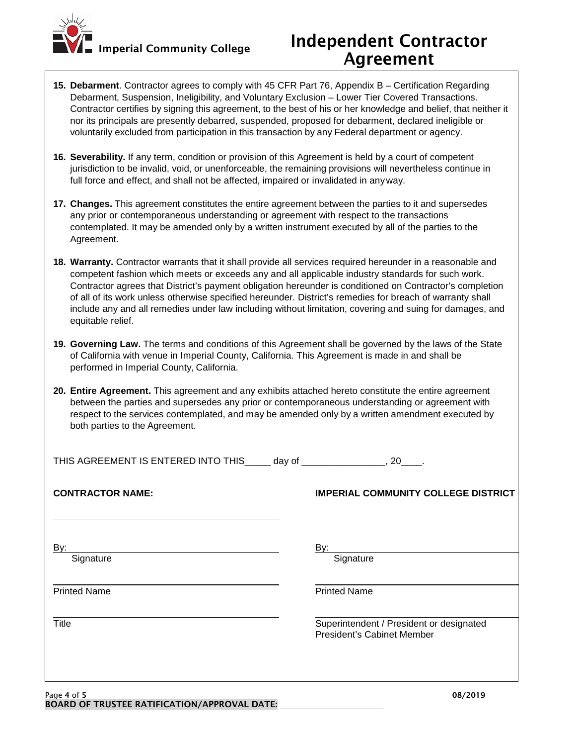15. **Debarment**. Contractor agrees to comply with 45 CFR Part 76, Appendix B – Certification Regarding Debarment, Suspension, Ineligibility, and Voluntary Exclusion – Lower Tier Covered Transactions. Contractor certifies by signing this agreement, to the best of his or her knowledge and belief, that neither it nor its principals are presently debarred, suspended, proposed for debarment, declared ineligible or voluntarily excluded from participation in this transaction by any Federal department or agency.

16. **Severability.** If any term, condition or provision of this Agreement is held by a court of competent jurisdiction to be invalid, void, or unenforceable, the remaining provisions will nevertheless continue in full force and effect, and shall not be affected, impaired or invalidated in any way.

17. **Changes.** This agreement constitutes the entire agreement between the parties to it and supersedes any prior or contemporaneous understanding or agreement with respect to the transactions contemplated. It may be amended only by a written instrument executed by all of the parties to the Agreement.

18. **Warranty.** Contractor warrants that it shall provide all services required hereunder in a reasonable and competent fashion which meets or exceeds any and all applicable industry standards for such work. Contractor agrees that District's payment obligation hereunder is conditioned on Contractor's completion of all of its work unless otherwise specified hereunder. District's remedies for breach of warranty shall include any and all remedies under law including without limitation, covering and suing for damages, and equitable relief.

19. **Governing Law.** The terms and conditions of this Agreement shall be governed by the laws of the State of California with venue in Imperial County, California. This Agreement is made in and shall be performed in Imperial County, California.

20. **Entire Agreement.** This agreement and any exhibits attached hereto constitute the entire agreement between the parties and supersedes any prior or contemporaneous understanding or agreement with respect to the services contemplated, and may be amended only by a written amendment executed by both parties to the Agreement.

THIS AGREEMENT IS ENTERED INTO THIS_____ day of ________________, 20____.

| **CONTRACTOR NAME:** | **IMPERIAL COMMUNITY COLLEGE DISTRICT** |
|---|---|
| ______________________________ | |
| By: ______________________________<br>Signature | By: ______________________________<br>Signature |
| ______________________________<br>Printed Name | ______________________________<br>Printed Name |
| ______________________________<br>Title | ______________________________<br>Superintendent / President or designated President's Cabinet Member |

08/2019

**BOARD OF TRUSTEE RATIFICATION/APPROVAL DATE:** ______________________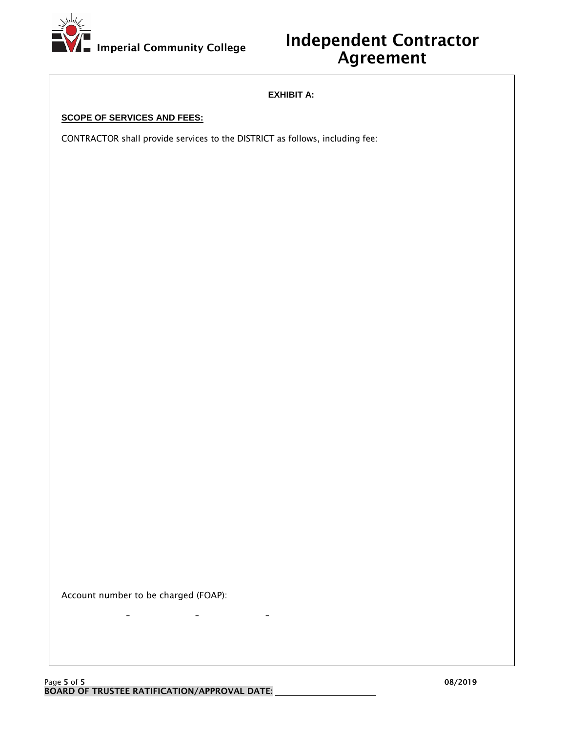**EXHIBIT A:**

**SCOPE OF SERVICES AND FEES:**

CONTRACTOR shall provide services to the DISTRICT as follows, including fee:

Account number to be charged (FOAP):

\_\_\_\_\_\_\_\_\_\_\_\_ - \_\_\_\_\_\_\_\_\_\_\_\_ - \_\_\_\_\_\_\_\_\_\_\_\_ - \_\_\_\_\_\_\_\_\_\_\_\_\_\_

**BOARD OF TRUSTEE RATIFICATION/APPROVAL DATE:** \_\_\_\_\_\_\_\_\_\_\_\_\_\_\_\_\_\_\_\_